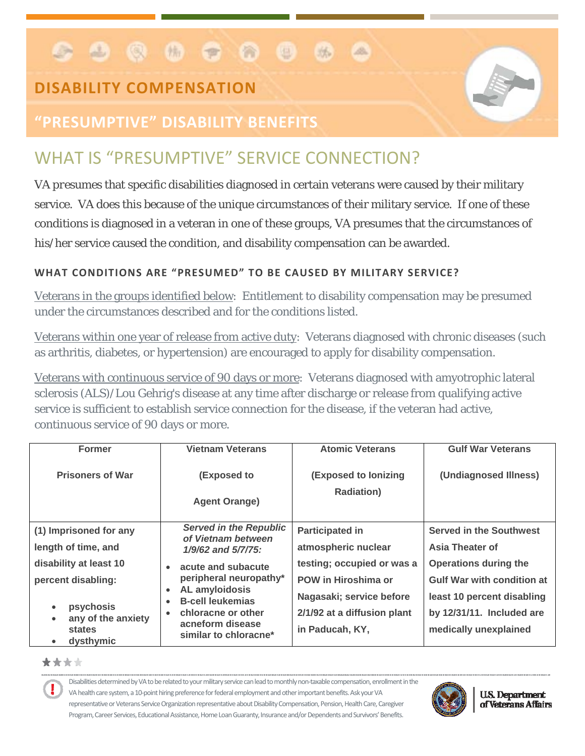# DISABILITY COMPENSATION

## "PRESUMPTIVE" DISABILITY BENEFITS

## WHAT IS "PRESUMPTIVE" SERVICE CONNECTION?

VA presumes that specific disabilities diagnosed in certain veterans were caused by their military service. VA does this because of the unique circumstances of their military service. If one of these conditions is diagnosed in a veteran in one of these groups, VA presumes that the circumstances of his/her service caused the condition, and disability compensation can be awarded.

### WHAT CONDITIONS ARE "PRESUMED" TO BE CAUSED BY MILITARY SERVICE?

Veterans in the groups identified below: Entitlement to disability compensation may be presumed under the circumstances described and for the conditions listed.

Veterans within one year of release from active duty: Veterans diagnosed with chronic diseases (such as arthritis, diabetes, or hypertension) are encouraged to apply for disability compensation.

Veterans with continuous service of 90 days or more: Veterans diagnosed with amyotrophic lateral sclerosis (ALS)/Lou Gehrig's disease at any time after discharge or release from qualifying active service is sufficient to establish service connection for the disease, if the veteran had active, continuous service of 90 days or more.

| **Former Prisoners of War** | **Vietnam Veterans (Exposed to Agent Orange)** | **Atomic Veterans (Exposed to Ionizing Radiation)** | **Gulf War Veterans (Undiagnosed Illness)** |
|---|---|---|---|
| **(1) Imprisoned for any length of time, and disability at least 10 percent disabling:**<br>• **psychosis**<br>• **any of the anxiety states**<br>• **dysthymic** | ***Served in the Republic of Vietnam between 1/9/62 and 5/7/75:***<br>• **acute and subacute peripheral neuropathy***<br>• **AL amyloidosis**<br>• **B-cell leukemias**<br>• **chloracne or other acneform disease similar to chloracne*** | **Participated in atmospheric nuclear testing; occupied or was a POW in Hiroshima or Nagasaki; service before 2/1/92 at a diffusion plant in Paducah, KY,** | **Served in the Southwest Asia Theater of Operations during the Gulf War with condition at least 10 percent disabling by 12/31/11. Included are medically unexplained** |

Disabilities determined by VA to be related to your military service can lead to monthly non-taxable compensation, enrollment in the VA health care system, a 10-point hiring preference for federal employment and other important benefits. Ask your VA representative or Veterans Service Organization representative about Disability Compensation, Pension, Health Care, Caregiver Program, Career Services, Educational Assistance, Home Loan Guaranty, Insurance and/or Dependents and Survivors' Benefits.

U.S. Department of Veterans Affairs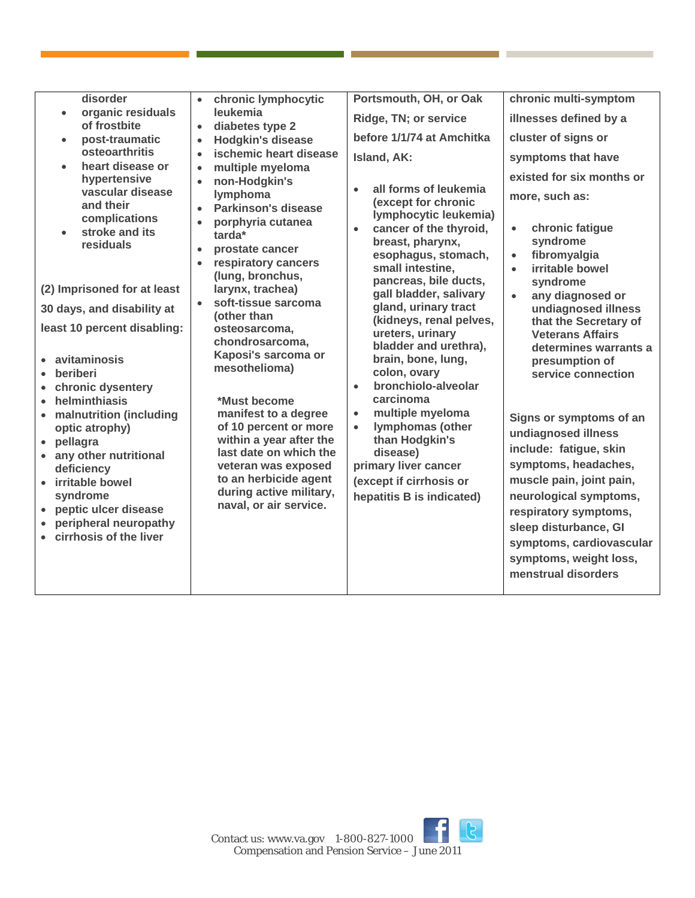| | | | |
|---|---|---|---|
| disorder<br>• organic residuals of frostbite<br>• post-traumatic osteoarthritis<br>• heart disease or hypertensive vascular disease and their complications<br>• stroke and its residuals<br><br>(2) Imprisoned for at least 30 days, and disability at least 10 percent disabling:<br><br>• avitaminosis<br>• beriberi<br>• chronic dysentery<br>• helminthiasis<br>• malnutrition (including optic atrophy)<br>• pellagra<br>• any other nutritional deficiency<br>• irritable bowel syndrome<br>• peptic ulcer disease<br>• peripheral neuropathy<br>• cirrhosis of the liver | • chronic lymphocytic leukemia<br>• diabetes type 2<br>• Hodgkin's disease<br>• ischemic heart disease<br>• multiple myeloma<br>• non-Hodgkin's lymphoma<br>• Parkinson's disease<br>• porphyria cutanea tarda*<br>• prostate cancer<br>• respiratory cancers (lung, bronchus, larynx, trachea)<br>• soft-tissue sarcoma (other than osteosarcoma, chondrosarcoma, Kaposi's sarcoma or mesothelioma)<br><br>*Must become manifest to a degree of 10 percent or more within a year after the last date on which the veteran was exposed to an herbicide agent during active military, naval, or air service. | Portsmouth, OH, or Oak Ridge, TN; or service before 1/1/74 at Amchitka Island, AK:<br><br>• all forms of leukemia (except for chronic lymphocytic leukemia)<br>• cancer of the thyroid, breast, pharynx, esophagus, stomach, small intestine, pancreas, bile ducts, gall bladder, salivary gland, urinary tract (kidneys, renal pelves, ureters, urinary bladder and urethra), brain, bone, lung, colon, ovary<br>• bronchiolo-alveolar carcinoma<br>• multiple myeloma<br>• lymphomas (other than Hodgkin's disease)<br>primary liver cancer (except if cirrhosis or hepatitis B is indicated) | chronic multi-symptom illnesses defined by a cluster of signs or symptoms that have existed for six months or more, such as:<br><br>• chronic fatigue syndrome<br>• fibromyalgia<br>• irritable bowel syndrome<br>• any diagnosed or undiagnosed illness that the Secretary of Veterans Affairs determines warrants a presumption of service connection<br><br>Signs or symptoms of an undiagnosed illness include: fatigue, skin symptoms, headaches, muscle pain, joint pain, neurological symptoms, respiratory symptoms, sleep disturbance, GI symptoms, cardiovascular symptoms, weight loss, menstrual disorders |

Contact us: www.va.gov 1-800-827-1000
Compensation and Pension Service – June 2011